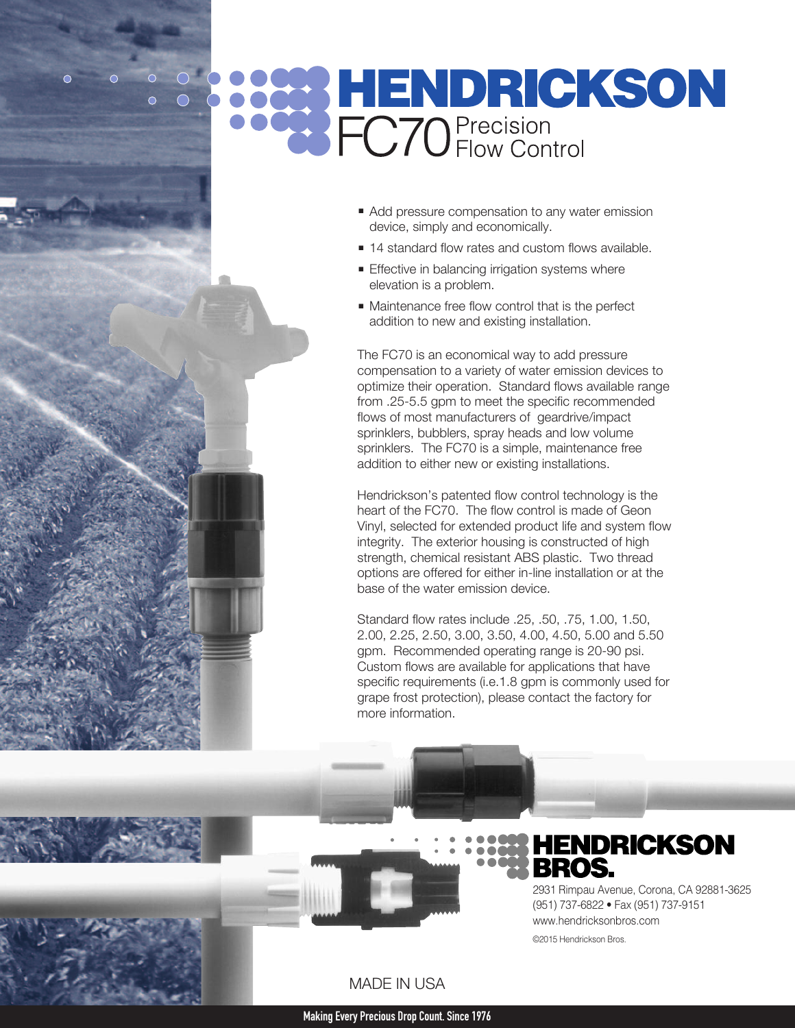# HENDRICKSON

## FC70 Precision Flow Control

- Add pressure compensation to any water emission device, simply and economically.
- 14 standard flow rates and custom flows available.
- Effective in balancing irrigation systems where elevation is a problem.
- Maintenance free flow control that is the perfect addition to new and existing installation.

The FC70 is an economical way to add pressure compensation to a variety of water emission devices to optimize their operation. Standard flows available range from .25-5.5 gpm to meet the specific recommended flows of most manufacturers of geardrive/impact sprinklers, bubblers, spray heads and low volume sprinklers. The FC70 is a simple, maintenance free addition to either new or existing installations.

Hendrickson's patented flow control technology is the heart of the FC70. The flow control is made of Geon Vinyl, selected for extended product life and system flow integrity. The exterior housing is constructed of high strength, chemical resistant ABS plastic. Two thread options are offered for either in-line installation or at the base of the water emission device.

Standard flow rates include .25, .50, .75, 1.00, 1.50, 2.00, 2.25, 2.50, 3.00, 3.50, 4.00, 4.50, 5.00 and 5.50 gpm. Recommended operating range is 20-90 psi. Custom flows are available for applications that have specific requirements (i.e.1.8 gpm is commonly used for grape frost protection), please contact the factory for more information.

**HENDRICKSON BROS.**

2931 Rimpau Avenue, Corona, CA 92881-3625
(951) 737-6822 • Fax (951) 737-9151
www.hendricksonbros.com

©2015 Hendrickson Bros.

MADE IN USA

**Making Every Precious Drop Count. Since 1976**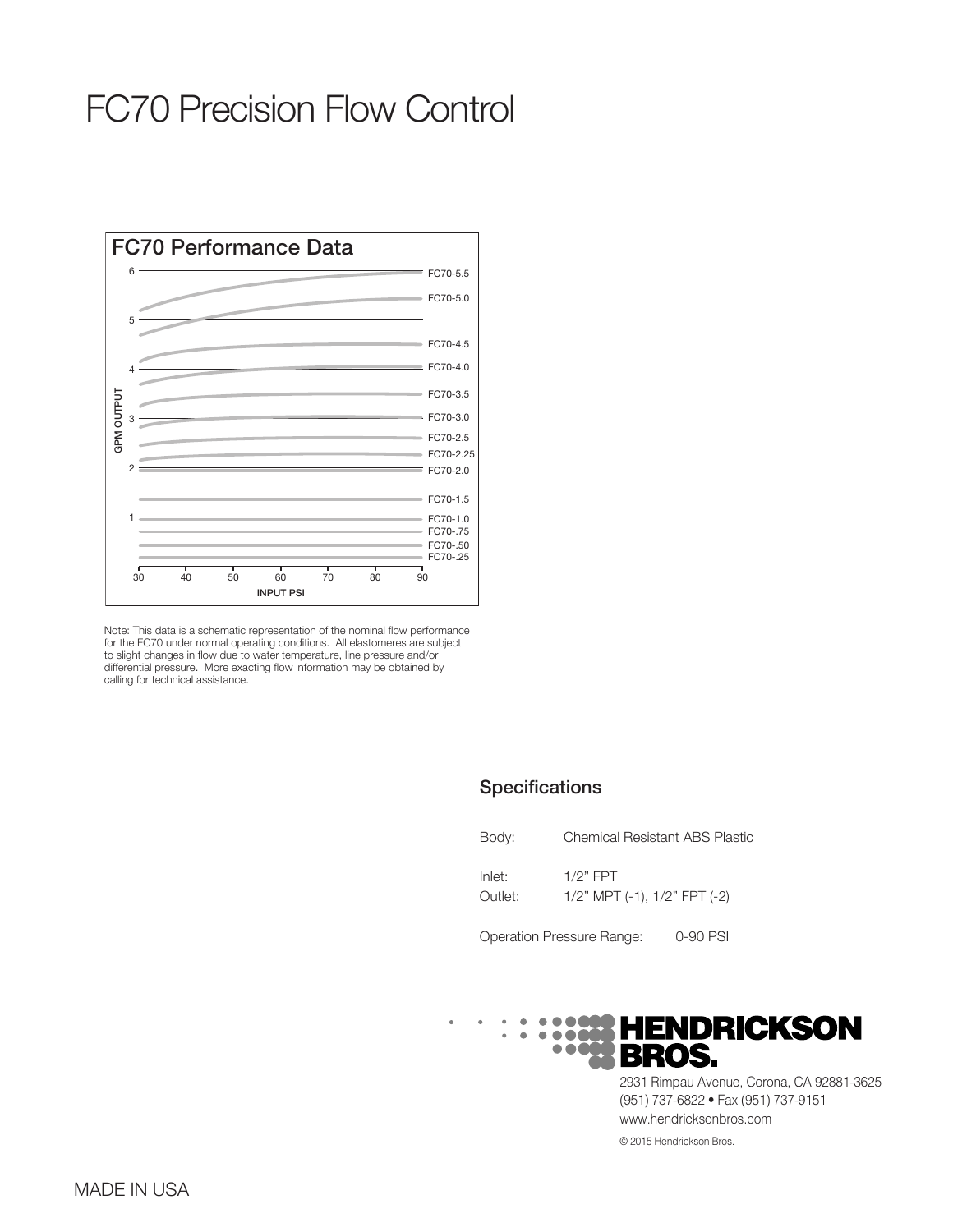# FC70 Precision Flow Control

## FC70 Performance Data

GPM OUTPUT

6
5
4
3
2
1

30 40 50 60 70 80 90

INPUT PSI

FC70-5.5
FC70-5.0
FC70-4.5
FC70-4.0
FC70-3.5
FC70-3.0
FC70-2.5
FC70-2.25
FC70-2.0
FC70-1.5
FC70-1.0
FC70-.75
FC70-.50
FC70-.25

Note: This data is a schematic representation of the nominal flow performance for the FC70 under normal operating conditions. All elastomeres are subject to slight changes in flow due to water temperature, line pressure and/or differential pressure. More exacting flow information may be obtained by calling for technical assistance.

## Specifications

Body: Chemical Resistant ABS Plastic

Inlet: 1/2" FPT
Outlet: 1/2" MPT (-1), 1/2" FPT (-2)

Operation Pressure Range: 0-90 PSI

**HENDRICKSON BROS.**

2931 Rimpau Avenue, Corona, CA 92881-3625
(951) 737-6822 • Fax (951) 737-9151
www.hendricksonbros.com

© 2015 Hendrickson Bros.

MADE IN USA